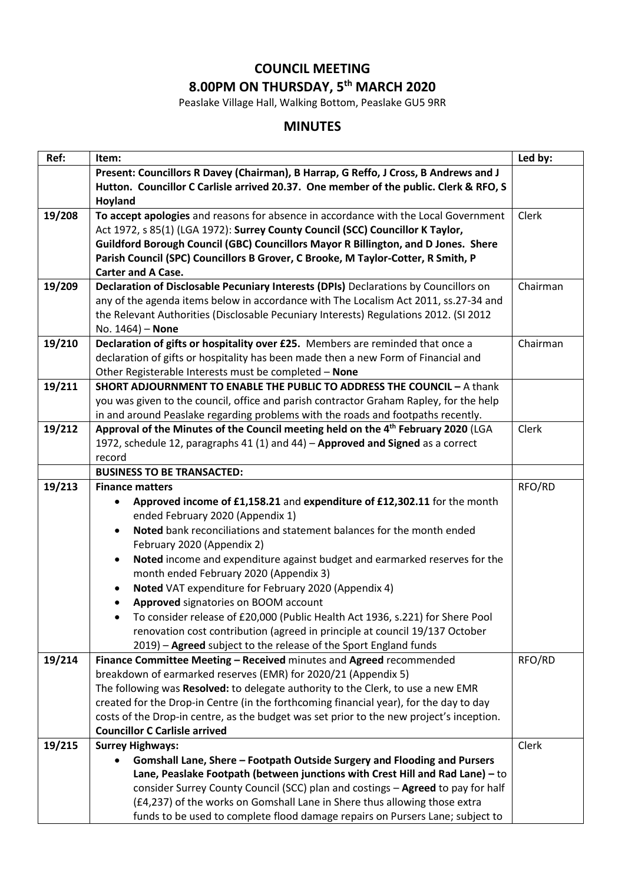# COUNCIL MEETING

# 8.00PM ON THURSDAY, 5th MARCH 2020

Peaslake Village Hall, Walking Bottom, Peaslake GU5 9RR

## MINUTES

| Ref: | Item: | Led by: |
|---|---|---|
| | **Present: Councillors R Davey (Chairman), B Harrap, G Reffo, J Cross, B Andrews and J Hutton. Councillor C Carlisle arrived 20.37. One member of the public. Clerk & RFO, S Hoyland** | |
| 19/208 | **To accept apologies** and reasons for absence in accordance with the Local Government Act 1972, s 85(1) (LGA 1972): **Surrey County Council (SCC) Councillor K Taylor, Guildford Borough Council (GBC) Councillors Mayor R Billington, and D Jones. Shere Parish Council (SPC) Councillors B Grover, C Brooke, M Taylor-Cotter, R Smith, P Carter and A Case.** | Clerk |
| 19/209 | **Declaration of Disclosable Pecuniary Interests (DPIs)** Declarations by Councillors on any of the agenda items below in accordance with The Localism Act 2011, ss.27-34 and the Relevant Authorities (Disclosable Pecuniary Interests) Regulations 2012. (SI 2012 No. 1464) – **None** | Chairman |
| 19/210 | **Declaration of gifts or hospitality over £25.** Members are reminded that once a declaration of gifts or hospitality has been made then a new Form of Financial and Other Registerable Interests must be completed – **None** | Chairman |
| 19/211 | **SHORT ADJOURNMENT TO ENABLE THE PUBLIC TO ADDRESS THE COUNCIL –** A thank you was given to the council, office and parish contractor Graham Rapley, for the help in and around Peaslake regarding problems with the roads and footpaths recently. | |
| 19/212 | **Approval of the Minutes of the Council meeting held on the 4th February 2020** (LGA 1972, schedule 12, paragraphs 41 (1) and 44) – **Approved and Signed** as a correct record | Clerk |
| | **BUSINESS TO BE TRANSACTED:** | |
| 19/213 | **Finance matters**<br>• **Approved income of £1,158.21** and **expenditure of £12,302.11** for the month ended February 2020 (Appendix 1)<br>• **Noted** bank reconciliations and statement balances for the month ended February 2020 (Appendix 2)<br>• **Noted** income and expenditure against budget and earmarked reserves for the month ended February 2020 (Appendix 3)<br>• **Noted** VAT expenditure for February 2020 (Appendix 4)<br>• **Approved** signatories on BOOM account<br>• To consider release of £20,000 (Public Health Act 1936, s.221) for Shere Pool renovation cost contribution (agreed in principle at council 19/137 October 2019) – **Agreed** subject to the release of the Sport England funds | RFO/RD |
| 19/214 | **Finance Committee Meeting – Received** minutes and **Agreed** recommended breakdown of earmarked reserves (EMR) for 2020/21 (Appendix 5)<br>The following was **Resolved:** to delegate authority to the Clerk, to use a new EMR created for the Drop-in Centre (in the forthcoming financial year), for the day to day costs of the Drop-in centre, as the budget was set prior to the new project's inception.<br>**Councillor C Carlisle arrived** | RFO/RD |
| 19/215 | **Surrey Highways:**<br>• **Gomshall Lane, Shere – Footpath Outside Surgery and Flooding and Pursers Lane, Peaslake Footpath (between junctions with Crest Hill and Rad Lane) –** to consider Surrey County Council (SCC) plan and costings – **Agreed** to pay for half (£4,237) of the works on Gomshall Lane in Shere thus allowing those extra funds to be used to complete flood damage repairs on Pursers Lane; subject to | Clerk |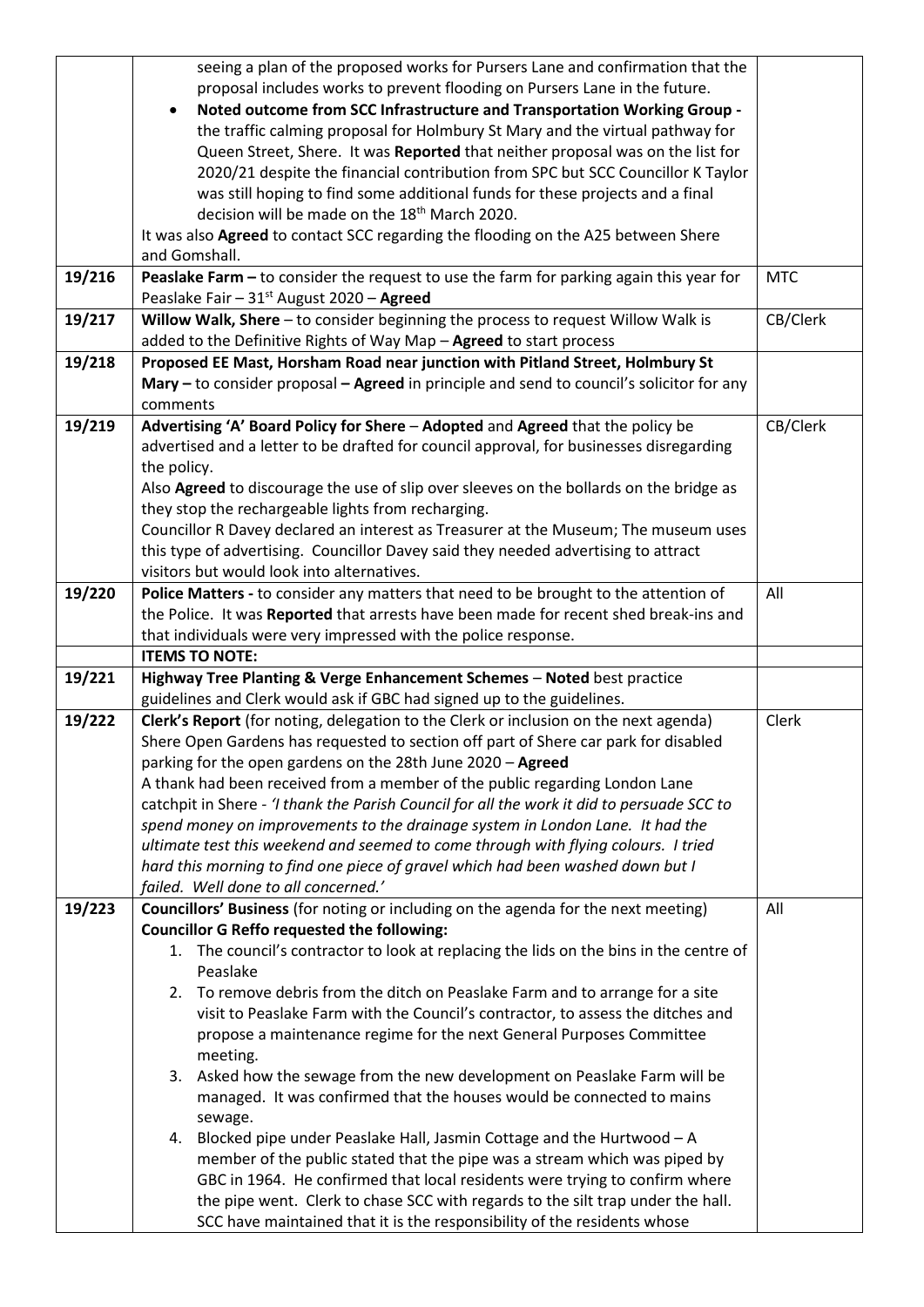| | | |
|---|---|---|
| | seeing a plan of the proposed works for Pursers Lane and confirmation that the proposal includes works to prevent flooding on Pursers Lane in the future.<br>• **Noted outcome from SCC Infrastructure and Transportation Working Group -** the traffic calming proposal for Holmbury St Mary and the virtual pathway for Queen Street, Shere. It was **Reported** that neither proposal was on the list for 2020/21 despite the financial contribution from SPC but SCC Councillor K Taylor was still hoping to find some additional funds for these projects and a final decision will be made on the 18th March 2020.<br>It was also **Agreed** to contact SCC regarding the flooding on the A25 between Shere and Gomshall. | |
| 19/216 | **Peaslake Farm –** to consider the request to use the farm for parking again this year for Peaslake Fair – 31st August 2020 – **Agreed** | MTC |
| 19/217 | **Willow Walk, Shere** – to consider beginning the process to request Willow Walk is added to the Definitive Rights of Way Map – **Agreed** to start process | CB/Clerk |
| 19/218 | **Proposed EE Mast, Horsham Road near junction with Pitland Street, Holmbury St Mary –** to consider proposal **– Agreed** in principle and send to council's solicitor for any comments | |
| 19/219 | **Advertising 'A' Board Policy for Shere** – **Adopted** and **Agreed** that the policy be advertised and a letter to be drafted for council approval, for businesses disregarding the policy.<br>Also **Agreed** to discourage the use of slip over sleeves on the bollards on the bridge as they stop the rechargeable lights from recharging.<br>Councillor R Davey declared an interest as Treasurer at the Museum; The museum uses this type of advertising. Councillor Davey said they needed advertising to attract visitors but would look into alternatives. | CB/Clerk |
| 19/220 | **Police Matters -** to consider any matters that need to be brought to the attention of the Police. It was **Reported** that arrests have been made for recent shed break-ins and that individuals were very impressed with the police response. | All |
| | **ITEMS TO NOTE:** | |
| 19/221 | **Highway Tree Planting & Verge Enhancement Schemes** – **Noted** best practice guidelines and Clerk would ask if GBC had signed up to the guidelines. | |
| 19/222 | **Clerk's Report** (for noting, delegation to the Clerk or inclusion on the next agenda)<br>Shere Open Gardens has requested to section off part of Shere car park for disabled parking for the open gardens on the 28th June 2020 – **Agreed**<br>A thank had been received from a member of the public regarding London Lane catchpit in Shere - *'I thank the Parish Council for all the work it did to persuade SCC to spend money on improvements to the drainage system in London Lane. It had the ultimate test this weekend and seemed to come through with flying colours. I tried hard this morning to find one piece of gravel which had been washed down but I failed. Well done to all concerned.'* | Clerk |
| 19/223 | **Councillors' Business** (for noting or including on the agenda for the next meeting)<br>**Councillor G Reffo requested the following:**<br>1. The council's contractor to look at replacing the lids on the bins in the centre of Peaslake<br>2. To remove debris from the ditch on Peaslake Farm and to arrange for a site visit to Peaslake Farm with the Council's contractor, to assess the ditches and propose a maintenance regime for the next General Purposes Committee meeting.<br>3. Asked how the sewage from the new development on Peaslake Farm will be managed. It was confirmed that the houses would be connected to mains sewage.<br>4. Blocked pipe under Peaslake Hall, Jasmin Cottage and the Hurtwood – A member of the public stated that the pipe was a stream which was piped by GBC in 1964. He confirmed that local residents were trying to confirm where the pipe went. Clerk to chase SCC with regards to the silt trap under the hall. SCC have maintained that it is the responsibility of the residents whose | All |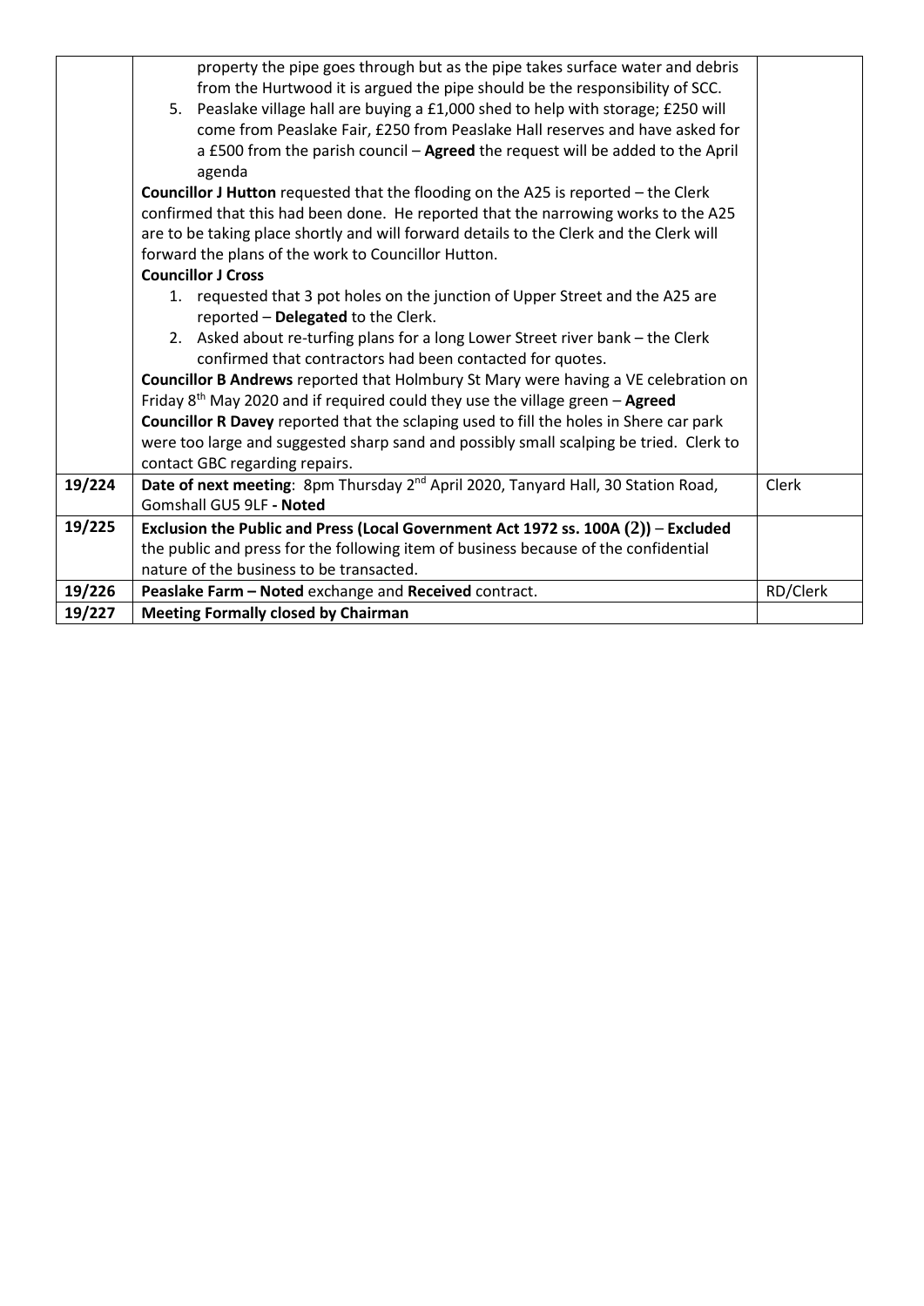| | | |
|---|---|---|
| | property the pipe goes through but as the pipe takes surface water and debris from the Hurtwood it is argued the pipe should be the responsibility of SCC.<br>5. Peaslake village hall are buying a £1,000 shed to help with storage; £250 will come from Peaslake Fair, £250 from Peaslake Hall reserves and have asked for a £500 from the parish council – **Agreed** the request will be added to the April agenda<br>**Councillor J Hutton** requested that the flooding on the A25 is reported – the Clerk confirmed that this had been done. He reported that the narrowing works to the A25 are to be taking place shortly and will forward details to the Clerk and the Clerk will forward the plans of the work to Councillor Hutton.<br>**Councillor J Cross**<br>1. requested that 3 pot holes on the junction of Upper Street and the A25 are reported – **Delegated** to the Clerk.<br>2. Asked about re-turfing plans for a long Lower Street river bank – the Clerk confirmed that contractors had been contacted for quotes.<br>**Councillor B Andrews** reported that Holmbury St Mary were having a VE celebration on Friday 8th May 2020 and if required could they use the village green – **Agreed**<br>**Councillor R Davey** reported that the sclaping used to fill the holes in Shere car park were too large and suggested sharp sand and possibly small scalping be tried. Clerk to contact GBC regarding repairs. | |
| **19/224** | **Date of next meeting**: 8pm Thursday 2nd April 2020, Tanyard Hall, 30 Station Road, Gomshall GU5 9LF **- Noted** | Clerk |
| **19/225** | **Exclusion the Public and Press (Local Government Act 1972 ss. 100A (2))** – **Excluded** the public and press for the following item of business because of the confidential nature of the business to be transacted. | |
| **19/226** | **Peaslake Farm – Noted** exchange and **Received** contract. | RD/Clerk |
| **19/227** | **Meeting Formally closed by Chairman** | |